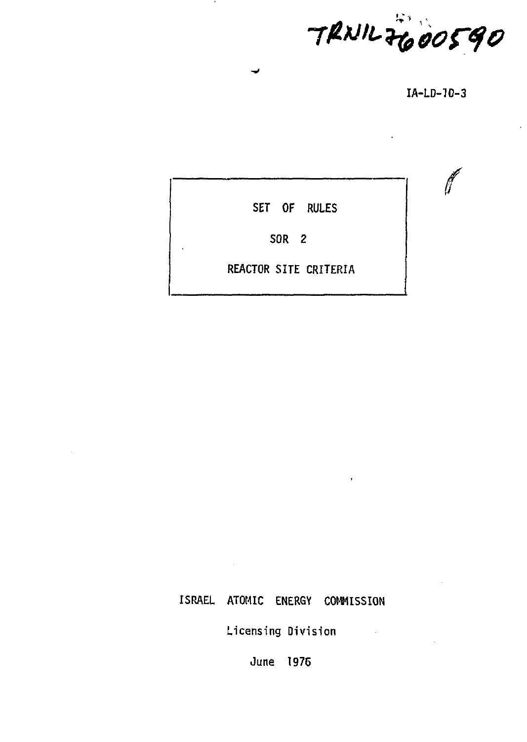TRNIL76005​90

IA-LD-70-3

# SET OF RULES

## SOR 2

## REACTOR SITE CRITERIA

ISRAEL ATOMIC ENERGY COMMISSION

Licensing Division

June 1976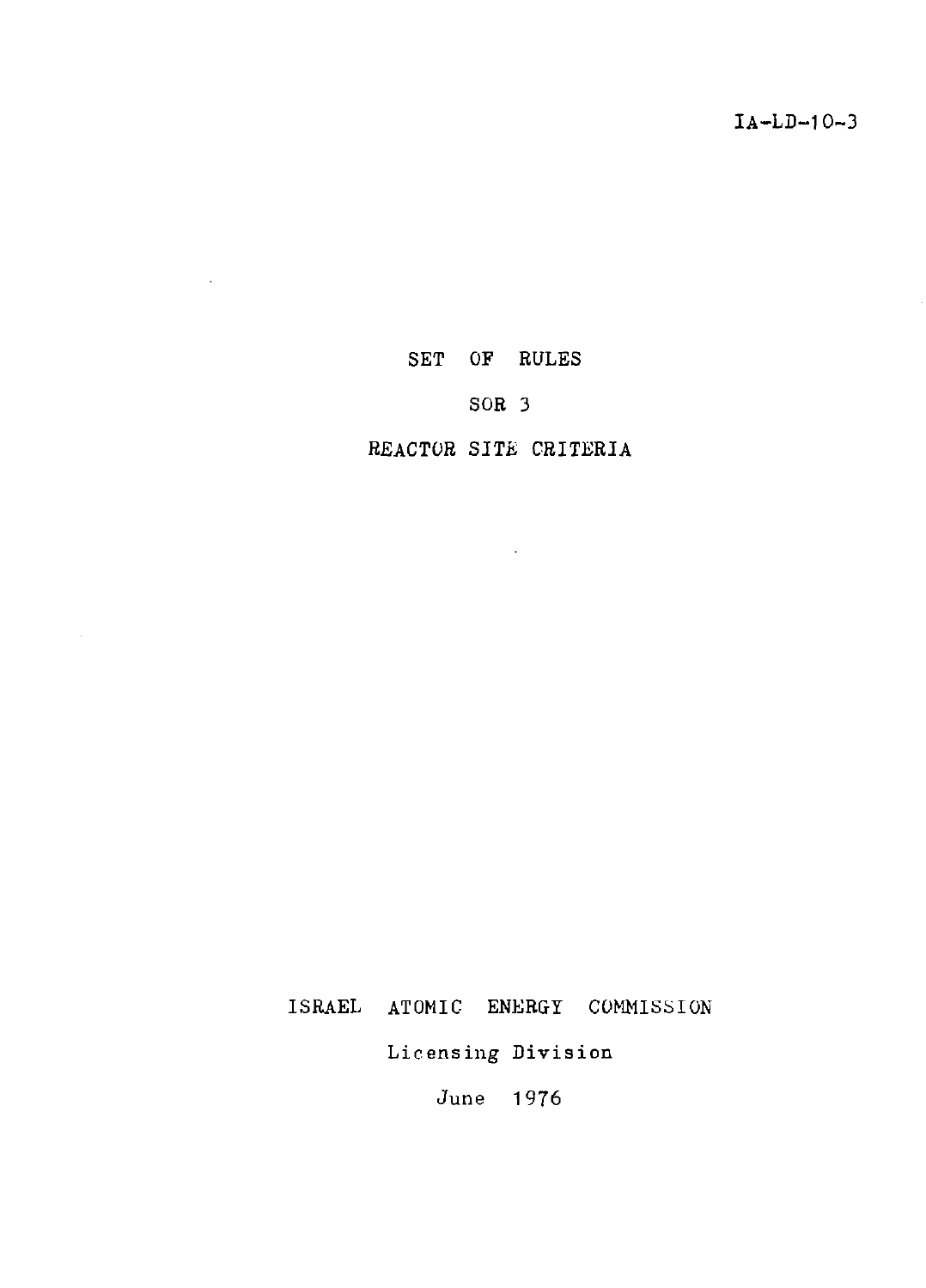IA-LD-10-3

# SET OF RULES

## SOR 3

## REACTOR SITE CRITERIA

ISRAEL ATOMIC ENERGY COMMISSION

Licensing Division

June 1976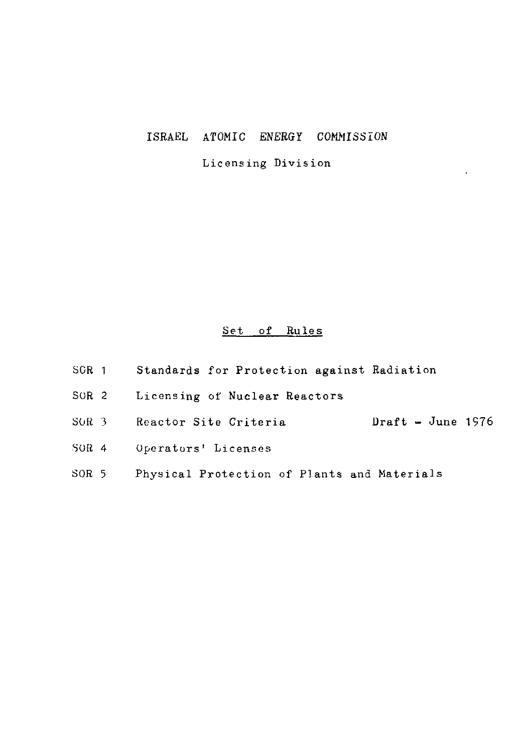# ISRAEL ATOMIC ENERGY COMMISSION

## Licensing Division

<u>Set of Rules</u>

| | | |
|---|---|---|
| SOR 1 | Standards for Protection against Radiation | |
| SOR 2 | Licensing of Nuclear Reactors | |
| SOR 3 | Reactor Site Criteria | Draft – June 1976 |
| SOR 4 | Operators' Licenses | |
| SOR 5 | Physical Protection of Plants and Materials | |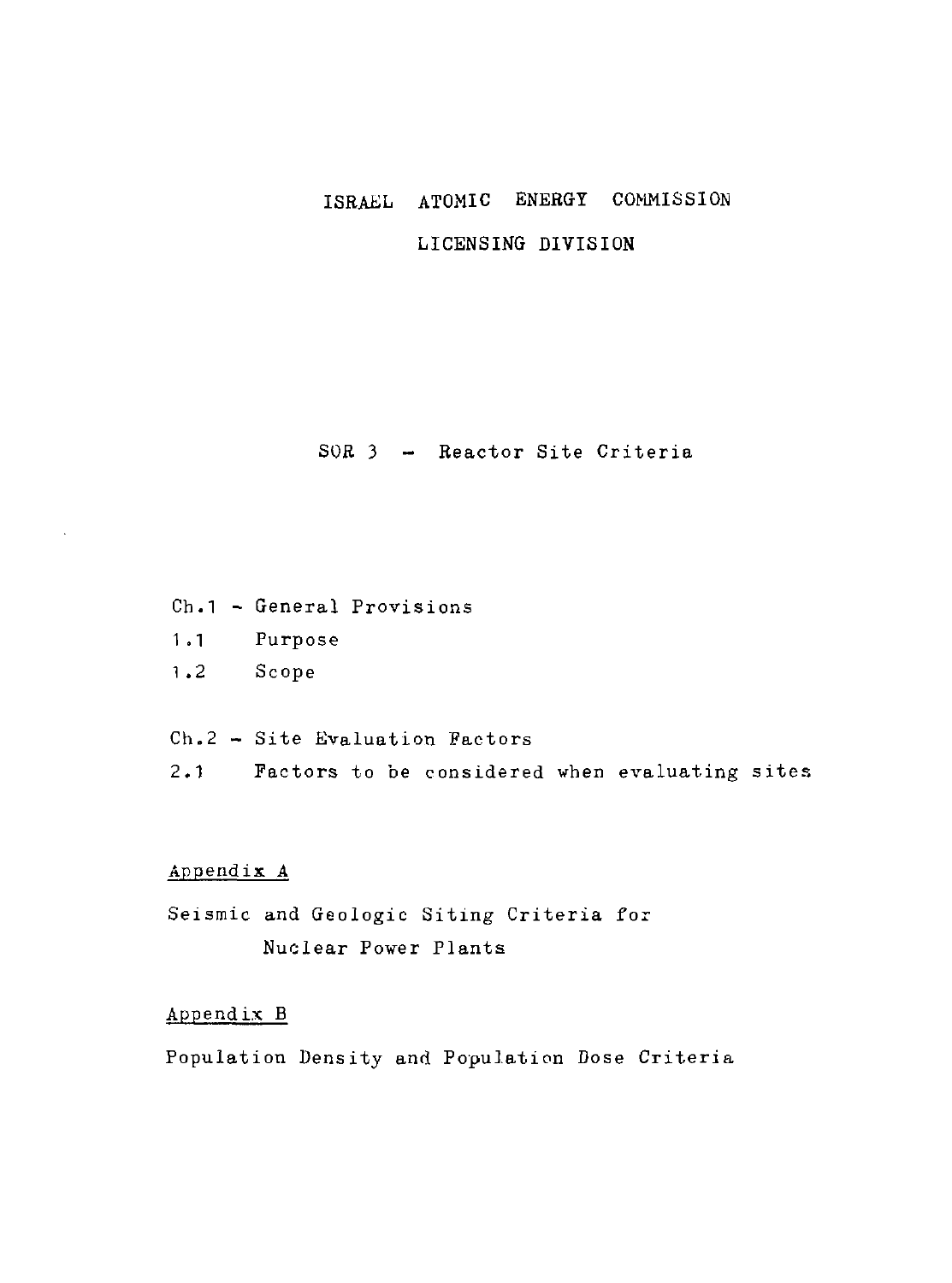# ISRAEL ATOMIC ENERGY COMMISSION

## LICENSING DIVISION

## SOR 3 – Reactor Site Criteria

Ch.1 – General Provisions

1.1 Purpose

1.2 Scope

Ch.2 – Site Evaluation Factors

2.1 Factors to be considered when evaluating sites

Appendix A

Seismic and Geologic Siting Criteria for Nuclear Power Plants

Appendix B

Population Density and Population Dose Criteria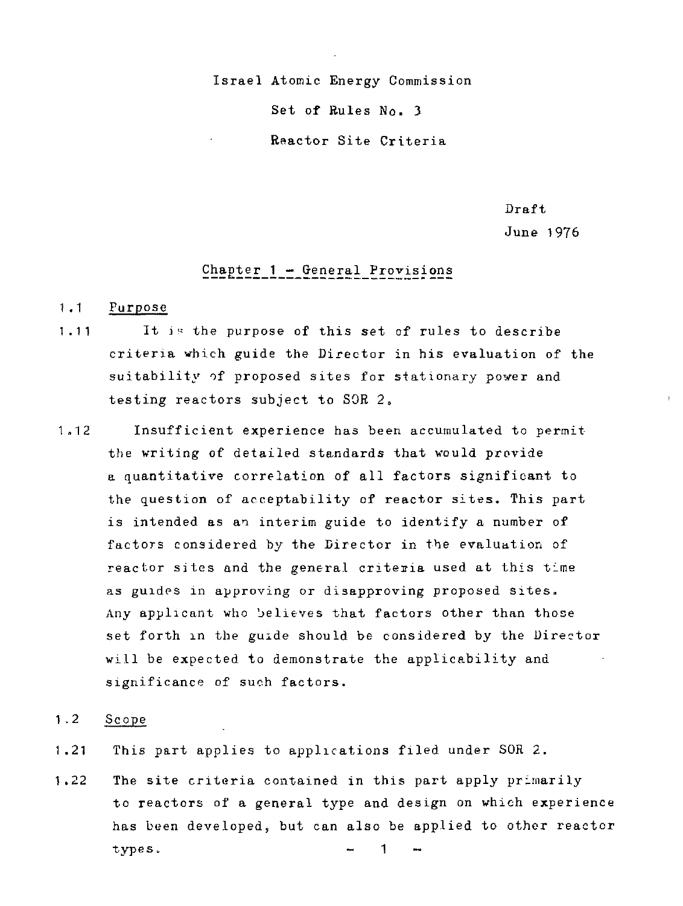Israel Atomic Energy Commission

Set of Rules No. 3

Reactor Site Criteria

Draft

June 1976

## Chapter 1 - General Provisions

### 1.1 Purpose

1.11 It is the purpose of this set of rules to describe criteria which guide the Director in his evaluation of the suitability of proposed sites for stationary power and testing reactors subject to SOR 2.

1.12 Insufficient experience has been accumulated to permit the writing of detailed standards that would provide a quantitative correlation of all factors significant to the question of acceptability of reactor sites. This part is intended as an interim guide to identify a number of factors considered by the Director in the evaluation of reactor sites and the general criteria used at this time as guides in approving or disapproving proposed sites. Any applicant who believes that factors other than those set forth in the guide should be considered by the Director will be expected to demonstrate the applicability and significance of such factors.

### 1.2 Scope

1.21 This part applies to applications filed under SOR 2.

1.22 The site criteria contained in this part apply primarily to reactors of a general type and design on which experience has been developed, but can also be applied to other reactor types.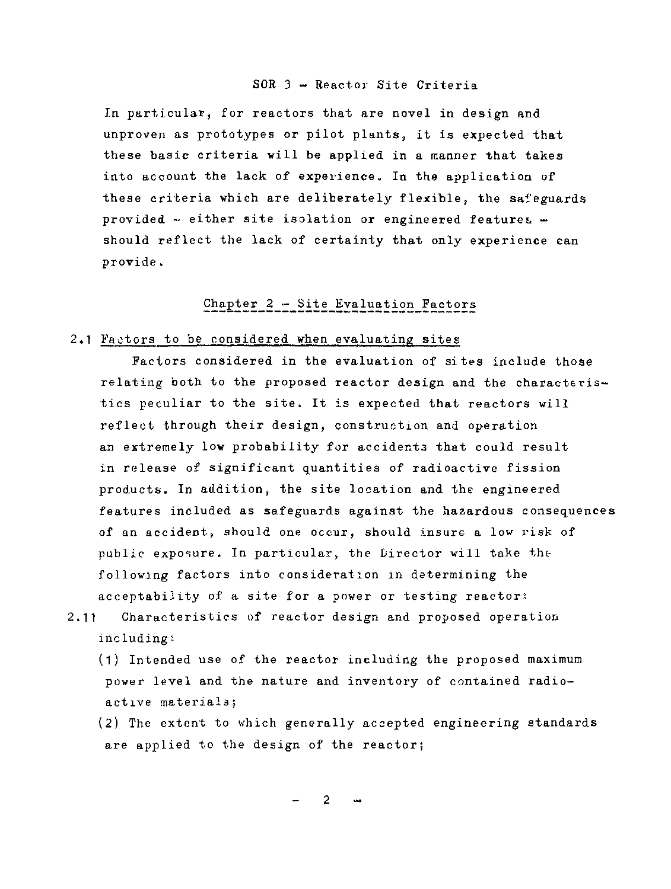In particular, for reactors that are novel in design and unproven as prototypes or pilot plants, it is expected that these basic criteria will be applied in a manner that takes into account the lack of experience. In the application of these criteria which are deliberately flexible, the safeguards provided - either site isolation or engineered features - should reflect the lack of certainty that only experience can provide.

## Chapter 2 - Site Evaluation Factors

### 2.1 Factors to be considered when evaluating sites

Factors considered in the evaluation of sites include those relating both to the proposed reactor design and the characteristics peculiar to the site. It is expected that reactors will reflect through their design, construction and operation an extremely low probability for accidents that could result in release of significant quantities of radioactive fission products. In addition, the site location and the engineered features included as safeguards against the hazardous consequences of an accident, should one occur, should insure a low risk of public exposure. In particular, the Director will take the following factors into consideration in determining the acceptability of a site for a power or testing reactor:

2.11 Characteristics of reactor design and proposed operation including:

(1) Intended use of the reactor including the proposed maximum power level and the nature and inventory of contained radioactive materials;

(2) The extent to which generally accepted engineering standards are applied to the design of the reactor;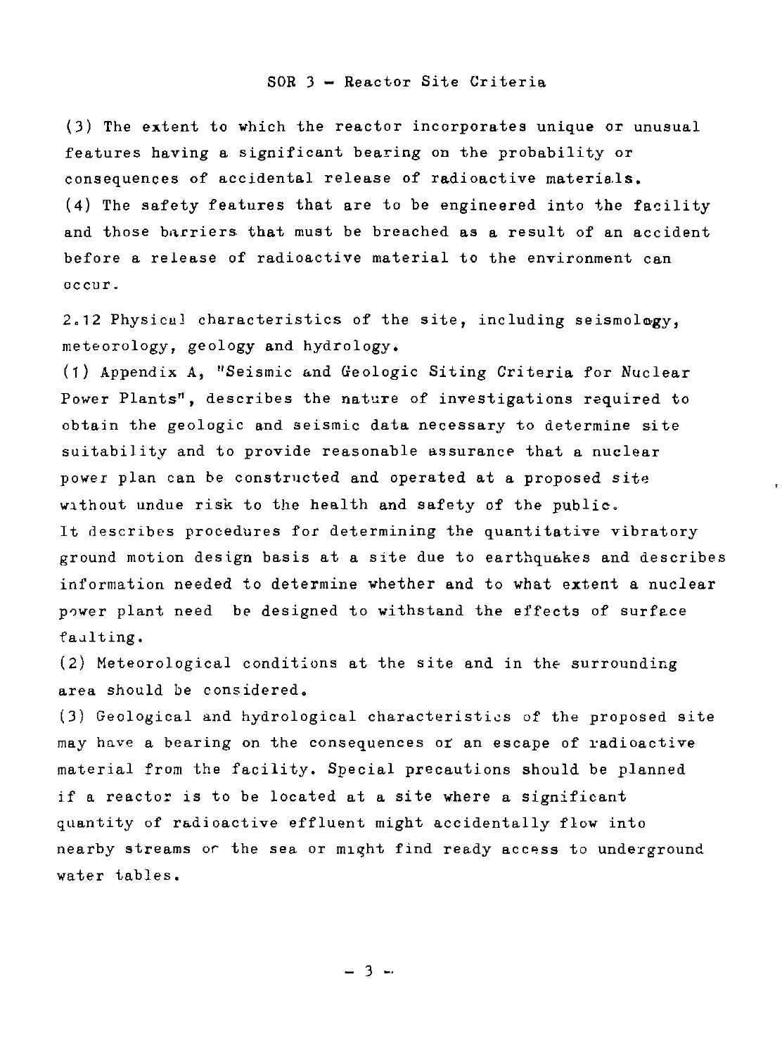(3) The extent to which the reactor incorporates unique or unusual features having a significant bearing on the probability or consequences of accidental release of radioactive materials.

(4) The safety features that are to be engineered into the facility and those barriers that must be breached as a result of an accident before a release of radioactive material to the environment can occur.

2.12 Physical characteristics of the site, including seismology, meteorology, geology and hydrology.

(1) Appendix A, "Seismic and Geologic Siting Criteria for Nuclear Power Plants", describes the nature of investigations required to obtain the geologic and seismic data necessary to determine site suitability and to provide reasonable assurance that a nuclear power plan can be constructed and operated at a proposed site without undue risk to the health and safety of the public. It describes procedures for determining the quantitative vibratory ground motion design basis at a site due to earthquakes and describes information needed to determine whether and to what extent a nuclear power plant need be designed to withstand the effects of surface faulting.

(2) Meteorological conditions at the site and in the surrounding area should be considered.

(3) Geological and hydrological characteristics of the proposed site may have a bearing on the consequences of an escape of radioactive material from the facility. Special precautions should be planned if a reactor is to be located at a site where a significant quantity of radioactive effluent might accidentally flow into nearby streams or the sea or might find ready access to underground water tables.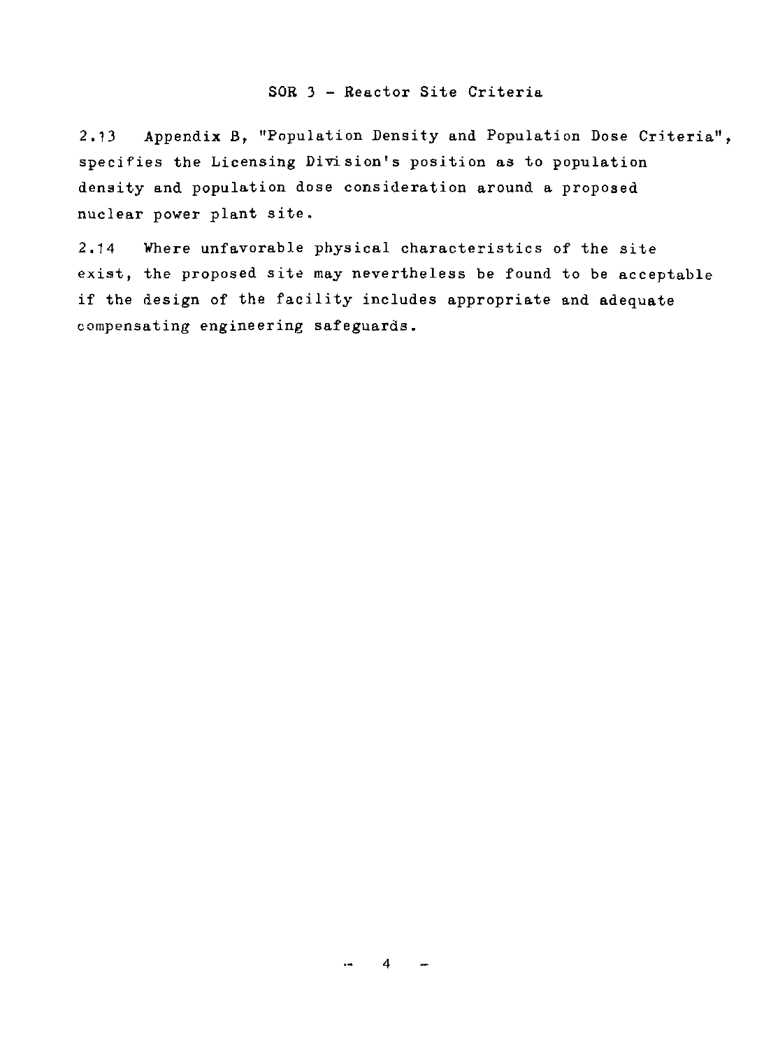## SOR 3 - Reactor Site Criteria

2.13 Appendix B, "Population Density and Population Dose Criteria", specifies the Licensing Division's position as to population density and population dose consideration around a proposed nuclear power plant site.

2.14 Where unfavorable physical characteristics of the site exist, the proposed site may nevertheless be found to be acceptable if the design of the facility includes appropriate and adequate compensating engineering safeguards.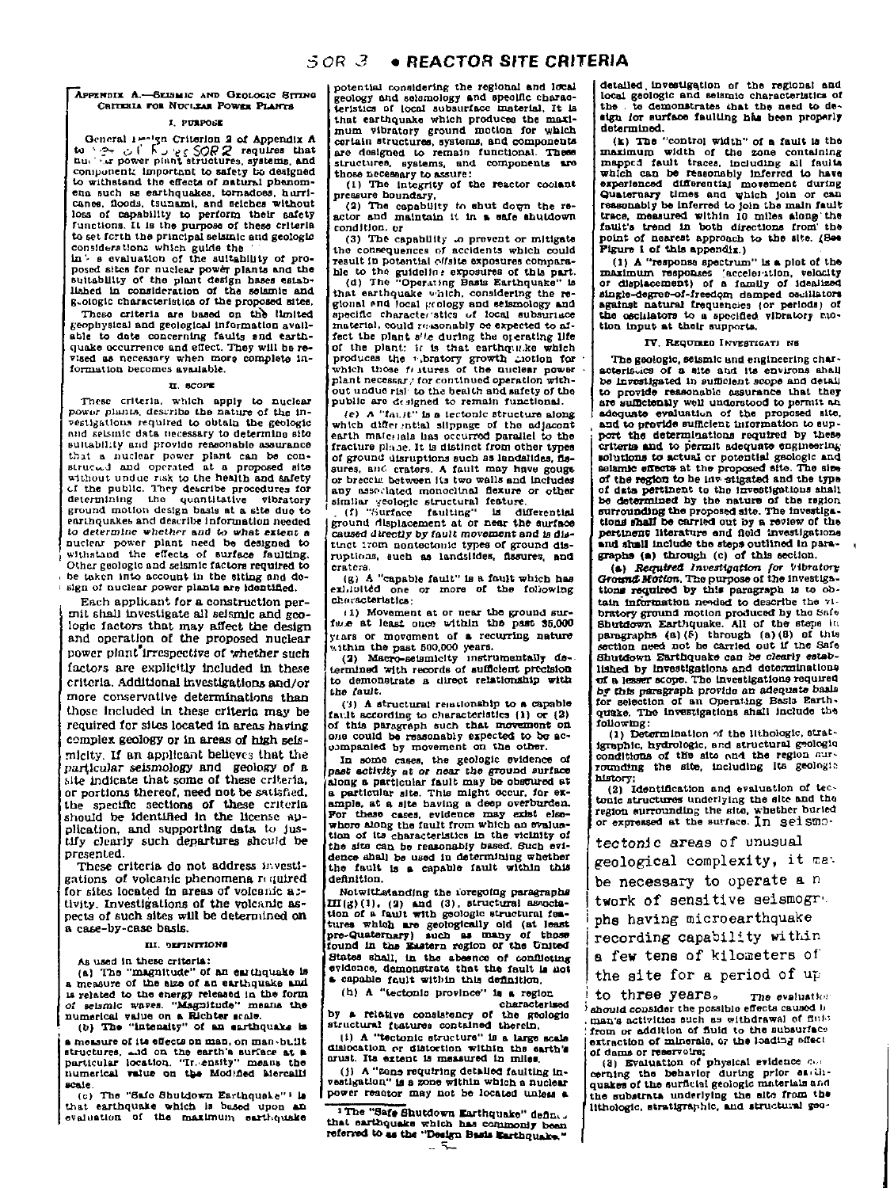## Appendix A.—Seismic and Geologic Siting Criteria for Nuclear Power Plants

### I. Purpose

General Design Criterion 2 of Appendix A to Part 50 of this chapter requires that nuclear power plant structures, systems, and components important to safety be designed to withstand the effects of natural phenomena such as earthquakes, tornadoes, hurricanes, floods, tsunami, and seiches without loss of capability to perform their safety functions. It is the purpose of these criteria to set forth the principal seismic and geologic considerations which guide the Commission in its evaluation of the suitability of proposed sites for nuclear power plants and the suitability of the plant design bases established in consideration of the seismic and geologic characteristics of the proposed sites.

These criteria are based on the limited geophysical and geological information available to date concerning faults and earthquake occurrence and effect. They will be revised as necessary when more complete information becomes available.

### II. Scope

These criteria, which apply to nuclear power plants, describe the nature of the investigations required to obtain the geologic and seismic data necessary to determine site suitability and provide reasonable assurance that a nuclear power plant can be constructed and operated at a proposed site without undue risk to the health and safety of the public. They describe procedures for determining the quantitative vibratory ground motion design basis at a site due to earthquakes and describe information needed to determine whether and to what extent a nuclear power plant need be designed to withstand the effects of surface faulting. Other geologic and seismic factors required to be taken into account in the siting and design of nuclear power plants are identified.

Each applicant for a construction permit shall investigate all seismic and geologic factors that may affect the design and operation of the proposed nuclear power plant irrespective of whether such factors are explicitly included in these criteria. Additional investigations and/or more conservative determinations than those included in these criteria may be required for sites located in areas having complex geology or in areas of high seismicity. If an applicant believes that the particular seismology and geology of a site indicate that some of these criteria, or portions thereof, need not be satisfied, the specific sections of these criteria should be identified in the license application, and supporting data to justify clearly such departures should be presented.

These criteria do not address investigations of volcanic phenomena required for sites located in areas of volcanic activity. Investigations of the volcanic aspects of such sites will be determined on a case-by-case basis.

### III. Definitions

As used in these criteria:

(a) The "magnitude" of an earthquake is a measure of the size of an earthquake and is related to the energy released in the form of seismic waves. "Magnitude" means the numerical value on a Richter scale.

(b) The "intensity" of an earthquake is a measure of its effects on man, on man-built structures, and on the earth's surface at a particular location. "Intensity" means the numerical value on the Modified Mercalli scale.

(c) The "Safe Shutdown Earthquake"[1] is that earthquake which is based upon an evaluation of the maximum earthquake potential considering the regional and local geology and seismology and specific characteristics of local subsurface material. It is that earthquake which produces the maximum vibratory ground motion for which certain structures, systems, and components are designed to remain functional. These structures, systems, and components are those necessary to assure:

(1) The integrity of the reactor coolant pressure boundary,

(2) The capability to shut down the reactor and maintain it in a safe shutdown condition, or

(3) The capability to prevent or mitigate the consequences of accidents which could result in potential offsite exposures comparable to the guideline exposures of this part.

(d) The "Operating Basis Earthquake" is that earthquake which, considering the regional and local geology and seismology and specific characteristics of local subsurface material, could reasonably be expected to affect the plant site during the operating life of the plant; it is that earthquake which produces the vibratory ground motion for which those features of the nuclear power plant necessary for continued operation without undue risk to the health and safety of the public are designed to remain functional.

(e) A "fault" is a tectonic structure along which differential slippage of the adjacent earth materials has occurred parallel to the fracture plane. It is distinct from other types of ground disruptions such as landslides, fissures, and craters. A fault may have gouge or breccia between its two walls and includes any associated monoclinal flexure or other similar geologic structural feature.

(f) "Surface faulting" is differential ground displacement at or near the surface caused directly by fault movement and is distinct from nontectonic types of ground disruptions, such as landslides, fissures, and craters.

(g) A "capable fault" is a fault which has exhibited one or more of the following characteristics:

(1) Movement at or near the ground surface at least once within the past 35,000 years or movement of a recurring nature within the past 500,000 years.

(2) Macro-seismicity instrumentally determined with records of sufficient precision to demonstrate a direct relationship with the fault.

(3) A structural relationship to a capable fault according to characteristics (1) or (2) of this paragraph such that movement on one could be reasonably expected to be accompanied by movement on the other.

In some cases, the geologic evidence of past activity at or near the ground surface along a particular fault may be obscured at a particular site. This might occur, for example, at a site having a deep overburden. For these cases, evidence may exist elsewhere along the fault from which an evaluation of its characteristics in the vicinity of the site can be reasonably based. Such evidence shall be used in determining whether the fault is a capable fault within this definition.

Notwithstanding the foregoing paragraphs III(g)(1), (2) and (3), structural association of a fault with geologic structural features which are geologically old (at least pre-Quaternary) such as many of those found in the Eastern region of the United States shall, in the absence of conflicting evidence, demonstrate that the fault is not a capable fault within this definition.

(h) A "tectonic province" is a region characterized by a relative consistency of the geologic structural features contained therein.

(i) A "tectonic structure" is a large scale dislocation or distortion within the earth's crust. Its extent is measured in miles.

(j) A "zone requiring detailed faulting investigation" is a zone within which a nuclear power reactor may not be located unless a detailed investigation of the regional and local geologic and seismic characteristics of the site demonstrates that the need to design for surface faulting has been properly determined.

(k) The "control width" of a fault is the maximum width of the zone containing mapped fault traces, including all faults which can be reasonably inferred to have experienced differential movement during Quaternary times and which join or can reasonably be inferred to join the main fault trace, measured within 10 miles along the fault's trend in both directions from the point of nearest approach to the site. (See Figure 1 of this appendix.)

(l) A "response spectrum" is a plot of the maximum responses (acceleration, velocity or displacement) of a family of idealized single-degree-of-freedom damped oscillators against natural frequencies (or periods) of the oscillators to a specified vibratory motion input at their supports.

### IV. Required Investigations

The geologic, seismic and engineering characteristics of a site and its environs shall be investigated in sufficient scope and detail to provide reasonable assurance that they are sufficiently well understood to permit an adequate evaluation of the proposed site, and to provide sufficient information to support the determinations required by these criteria and to permit adequate engineering solutions to actual or potential geologic and seismic effects at the proposed site. The size of the region to be investigated and the type of data pertinent to the investigations shall be determined by the nature of the region surrounding the proposed site. The investigations shall be carried out by a review of the pertinent literature and field investigations and shall include the steps outlined in paragraphs (a) through (c) of this section.

(a) *Required Investigation for Vibratory Ground Motion.* The purpose of the investigations required by this paragraph is to obtain information needed to describe the vibratory ground motion produced by the Safe Shutdown Earthquake. All of the steps in paragraphs (a)(5) through (a)(8) of this section need not be carried out if the Safe Shutdown Earthquake can be clearly established by investigations and determinations of a lesser scope. The investigations required by this paragraph provide an adequate basis for selection of an Operating Basis Earthquake. The investigations shall include the following:

(1) Determination of the lithologic, stratigraphic, hydrologic, and structural geologic conditions of the site and the region surrounding the site, including its geologic history;

(2) Identification and evaluation of tectonic structures underlying the site and the region surrounding the site, whether buried or expressed at the surface. In seismotectonic areas of unusual geological complexity, it may be necessary to operate a network of sensitive seismographs having microearthquake recording capability within a few tens of kilometers of the site for a period of up to three years. The evaluation should consider the possible effects caused by man's activities such as withdrawal of fluid from or addition of fluid to the subsurface, extraction of minerals, or the loading effect of dams or reservoirs;

(3) Evaluation of physical evidence concerning the behavior during prior earthquakes of the surficial geologic materials and the substrata underlying the site from the lithologic, stratigraphic, and structural geo-

[1] The "Safe Shutdown Earthquake" defines that earthquake which has commonly been referred to as the "Design Basis Earthquake."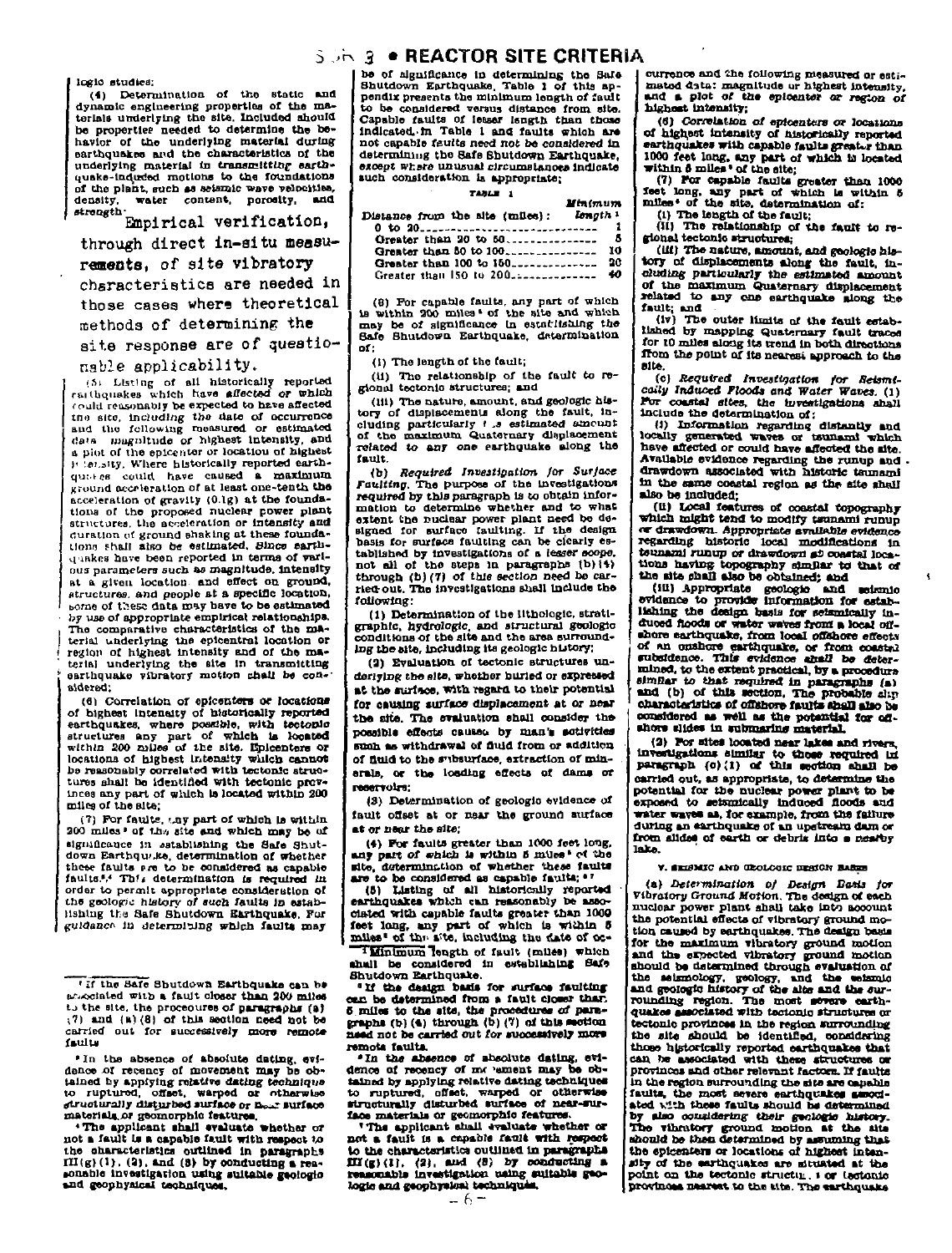logic studies;

(4) Determination of the static and dynamic engineering properties of the materials underlying the site. Included should be properties needed to determine the behavior of the underlying material during earthquakes and the characteristics of the underlying material in transmitting earthquake-induced motions to the foundations of the plant, such as seismic wave velocities, density, water content, porosity, and strength.

Empirical verification, through direct in-situ measurements, of site vibratory characteristics are needed in those cases where theoretical methods of determining the site response are of questionable applicability.

(5) Listing of all historically reported earthquakes which have affected or which could reasonably be expected to have affected the site, including the date of occurrence and the following measured or estimated data: magnitude or highest intensity, and a plot of the epicenter or location of highest intensity. Where historically reported earthquakes could have caused a maximum ground acceleration of at least one-tenth the acceleration of gravity (0.1g) at the foundations of the proposed nuclear power plant structures, the acceleration or intensity and duration of ground shaking at these foundations shall also be estimated. Since earthquakes have been reported in terms of various parameters such as magnitude, intensity at a given location and effect on ground, structures, and people at a specific location, some of these data may have to be estimated by use of appropriate empirical relationships. The comparative characteristics of the material underlying the epicentral location or region of highest intensity and of the material underlying the site in transmitting earthquake vibratory motion shall be considered;

(6) Correlation of epicenters or locations of highest intensity of historically reported earthquakes, where possible, with tectonic structures any part of which is located within 200 miles of the site. Epicenters or locations of highest intensity which cannot be reasonably correlated with tectonic structures shall be identified with tectonic provinces any part of which is located within 200 miles of the site;

(7) For faults, any part of which is within 200 miles[3] of the site and which may be of significance in establishing the Safe Shutdown Earthquake, determination of whether these faults are to be considered as capable faults.[4,5] This determination is required in order to permit appropriate consideration of the geologic history of such faults in establishing the Safe Shutdown Earthquake. For guidance in determining which faults may be of significance in determining the Safe Shutdown Earthquake, Table 1 of this appendix presents the minimum length of fault to be considered versus distance from site. Capable faults of lesser length than those indicated in Table 1 and faults which are not capable faults need not be considered in determining the Safe Shutdown Earthquake, except where unusual circumstances indicate such consideration is appropriate;

TABLE 1

| Distance from the site (miles): | Minimum length[1] |
|---|---|
| 0 to 20 | 1 |
| Greater than 20 to 50 | 5 |
| Greater than 50 to 100 | 10 |
| Greater than 100 to 150 | 20 |
| Greater than 150 to 200 | 40 |

(8) For capable faults, any part of which is within 200 miles[3] of the site and which may be of significance in establishing the Safe Shutdown Earthquake, determination of:

(i) The length of the fault;

(ii) The relationship of the fault to regional tectonic structures; and

(iii) The nature, amount, and geologic history of displacements along the fault, including particularly the estimated amount of the maximum Quaternary displacement related to any one earthquake along the fault.

(b) *Required Investigation for Surface Faulting.* The purpose of the investigations required by this paragraph is to obtain information to determine whether and to what extent the nuclear power plant need be designed for surface faulting. If the design basis for surface faulting can be clearly established by investigations of a lesser scope, not all of the steps in paragraphs (b)(4) through (b)(7) of this section need be carried out. The investigations shall include the following:

(1) Determination of the lithologic, stratigraphic, hydrologic, and structural geologic conditions of the site and the area surrounding the site, including its geologic history;

(2) Evaluation of tectonic structures underlying the site, whether buried or expressed at the surface, with regard to their potential for causing surface displacement at or near the site. The evaluation shall consider the possible effects caused by man's activities such as withdrawal of fluid from or addition of fluid to the subsurface, extraction of minerals, or the loading effects of dams or reservoirs;

(3) Determination of geologic evidence of fault offset at or near the ground surface at or near the site;

(4) For faults greater than 1000 feet long, any part of which is within 5 miles[6] of the site, determination of whether these faults are to be considered as capable faults;[6,7]

(5) Listing of all historically reported earthquakes which can reasonably be associated with capable faults greater than 1000 feet long, any part of which is within 5 miles[6] of the site, including the date of occurrence and the following measured or estimated data: magnitude or highest intensity, and a plot of the epicenter or region of highest intensity;

(6) Correlation of epicenters or locations of highest intensity of historically reported earthquakes with capable faults greater than 1000 feet long, any part of which is located within 5 miles[6] of the site;

(7) For capable faults greater than 1000 feet long, any part of which is within 5 miles[6] of the site, determination of:

(i) The length of the fault;

(ii) The relationship of the fault to regional tectonic structures;

(iii) The nature, amount, and geologic history of displacements along the fault, including particularly the estimated amount of the maximum Quaternary displacement related to any one earthquake along the fault; and

(iv) The outer limits of the fault established by mapping Quaternary fault traces for 10 miles along its trend in both directions from the point of its nearest approach to the site.

(c) *Required Investigation for Seismically Induced Floods and Water Waves.* (1) For coastal sites, the investigations shall include the determination of:

(i) Information regarding distantly and locally generated waves or tsunami which have affected or could have affected the site. Available evidence regarding the runup and drawdown associated with historic tsunami in the same coastal region as the site shall also be included;

(ii) Local features of coastal topography which might tend to modify tsunami runup or drawdown. Appropriate available evidence regarding historic local modifications in tsunami runup or drawdown at coastal locations having topography similar to that of the site shall also be obtained; and

(iii) Appropriate geologic and seismic evidence to provide information for establishing the design basis for seismically induced floods or water waves from a local offshore earthquake, from local offshore effects of an onshore earthquake, or from coastal subsidence. This evidence shall be determined, to the extent practical, by a procedure similar to that required in paragraphs (a) and (b) of this section. The probable slip characteristics of offshore faults shall also be considered as well as the potential for offshore slides in submarine material.

(2) For sites located near lakes and rivers, investigations similar to those required in paragraph (c)(1) of this section shall be carried out, as appropriate, to determine the potential for the nuclear power plant to be exposed to seismically induced floods and water waves as, for example, from the failure during an earthquake of an upstream dam or from slides of earth or debris into a nearby lake.

## V. SEISMIC AND GEOLOGIC DESIGN BASES

(a) *Determination of Design Basis for Vibratory Ground Motion.* The design of each nuclear power plant shall take into account the potential effects of vibratory ground motion caused by earthquakes. The design basis for the maximum vibratory ground motion and the expected vibratory ground motion should be determined through evaluation of the seismology, geology, and the seismic and geologic history of the site and the surrounding region. The most severe earthquakes associated with tectonic structures or tectonic provinces in the region surrounding the site should be identified, considering those historically reported earthquakes that can be associated with these structures or provinces and other relevant factors. If faults in the region surrounding the site are capable faults, the most severe earthquakes associated with these faults should be determined by also considering their geologic history. The vibratory ground motion at the site should be then determined by assuming that the epicenters or locations of highest intensity of the earthquakes are situated at the point on the tectonic structures or tectonic provinces nearest to the site. The earthquake

---

[1] Minimum length of fault (miles) which shall be considered in establishing Safe Shutdown Earthquake.

[3] If the Safe Shutdown Earthquake can be associated with a fault closer than 200 miles to the site, the procedures of paragraphs (a)(7) and (a)(8) of this section need not be carried out for successively more remote faults.

[4] In the absence of absolute dating, evidence of recency of movement may be obtained by applying relative dating technique to ruptured, offset, warped or otherwise structurally disturbed surface or near surface materials or geomorphic features.

[5] The applicant shall evaluate whether or not a fault is a capable fault with respect to the characteristics outlined in paragraphs III(g)(1), (2), and (3) by conducting a reasonable investigation using suitable geologic and geophysical techniques.

[6] If the design basis for surface faulting can be determined from a fault closer than 5 miles to the site, the procedures of paragraphs (b)(4) through (b)(7) of this section need not be carried out for successively more remote faults.

[7] In the absence of absolute dating, evidence of recency of movement may be obtained by applying relative dating techniques to ruptured, offset, warped or otherwise structurally disturbed surface of near-surface materials or geomorphic features.

[8] The applicant shall evaluate whether or not a fault is a capable fault with respect to the characteristics outlined in paragraphs III(g)(1), (2), and (3) by conducting a reasonable investigation using suitable geologic and geophysical techniques.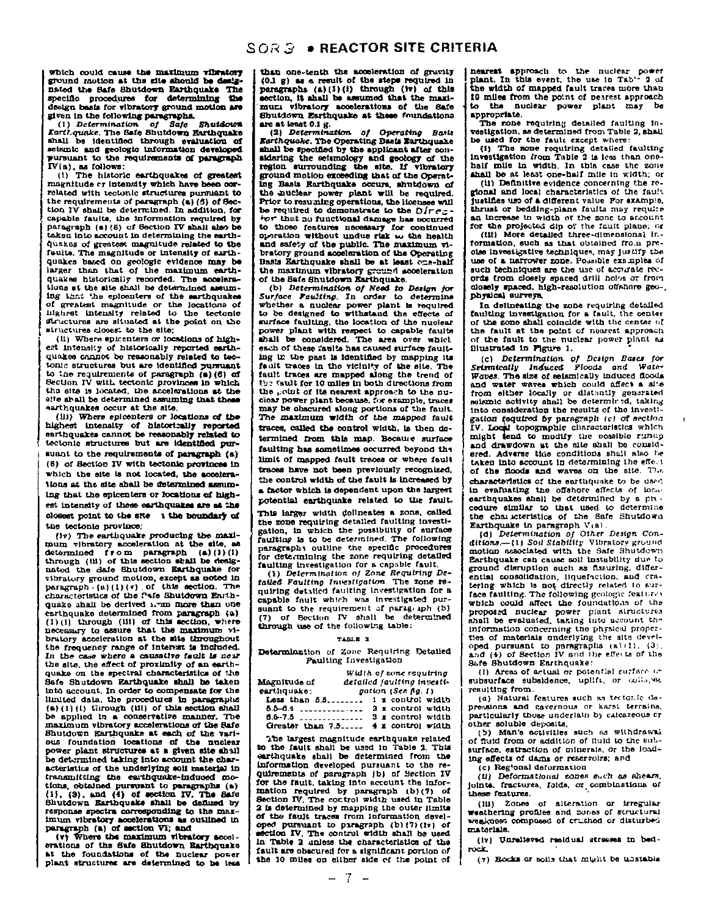which could cause the maximum vibratory ground motion at the site should be designated the Safe Shutdown Earthquake. The specific procedures for determining the design basis for vibratory ground motion are given in the following paragraphs.

(1) *Determination of Safe Shutdown Earthquake.* The Safe Shutdown Earthquake shall be identified through evaluation of seismic and geologic information developed pursuant to the requirements of paragraph IV(a), as follows:

(i) The historic earthquakes of greatest magnitude or intensity which have been correlated with tectonic structures pursuant to the requirements of paragraph (a)(5) of Section IV shall be determined. In addition, for capable faults, the information required by paragraph (a)(8) of Section IV shall also be taken into account in determining the earthquakes of greatest magnitude related to the faults. The magnitude or intensity of earthquakes based on geologic evidence may be larger than that of the maximum earthquakes historically recorded. The accelerations at the site shall be determined assuming that the epicenters of the earthquakes of greatest magnitude or the locations of highest intensity related to the tectonic structures are situated at the point on the structures closest to the site;

(ii) Where epicenters or locations of highest intensity of historically reported earthquakes cannot be reasonably related to tectonic structures but are identified pursuant to the requirements of paragraph (a)(6) of Section IV with tectonic provinces in which the site is located, the accelerations at the site shall be determined assuming that these earthquakes occur at the site.

(iii) *Where epicenters or locations of the highest intensity of historically reported earthquakes cannot be reasonably related to tectonic structures but are identified pursuant to the requirements of paragraph (a)(6) of Section IV with tectonic provinces in which the site is not located, the accelerations at the site shall be determined assuming that the epicenters or locations of highest intensity of these earthquakes are at the closest point to the site* 1 *the boundary of the tectonic province;*

(iv) The earthquake producing the maximum vibratory acceleration at the site, as determined from paragraph (a)(1)(i) through (iii) of this section shall be designated the Safe Shutdown Earthquake for vibratory ground motion, except as noted in paragraph (a)(1)(v) of this section. The characteristics of the Safe Shutdown Earthquake shall be derived from more than one earthquake determined from paragraph (a)(1)(i) through (iii) of this section, where necessary to assure that the maximum vibratory acceleration at the site throughout the frequency range of interest is included. *In the case where a causative fault is near* the site, the effect of proximity of an earthquake on the spectral characteristics of the Safe Shutdown Earthquake shall be taken into account. In order to compensate for the limited data, the procedures in paragraphs (a)(1)(i) through (iii) of this section shall be applied in a conservative manner. The maximum vibratory accelerations of the Safe Shutdown Earthquake at each of the various foundation locations of the nuclear power plant structures at a given site shall be determined taking into account the characteristics of the underlying soil material in transmitting the earthquake-induced motions, obtained pursuant to paragraphs (a)(1), (3), and (4) of section IV. The Safe Shutdown Earthquake shall be defined by response spectra corresponding to the maximum vibratory accelerations as outlined in paragraph (a) of section VI; and

(v) Where the maximum vibratory accelerations of the Safe Shutdown Earthquake at the foundations of the nuclear power plant structures are determined to be less than one-tenth the acceleration of gravity (0.1 g) as a result of the steps required in paragraphs (a)(1)(i) through (iv) of this section, it shall be assumed that the maximum vibratory accelerations of the Safe Shutdown Earthquake at these foundations are at least 0.1 g.

(2) *Determination of Operating Basis Earthquake.* The Operating Basis Earthquake shall be specified by the applicant after considering the seismology and geology of the region surrounding the site. If vibratory ground motion exceeding that of the Operating Basis Earthquake occurs, shutdown of the nuclear power plant will be required. Prior to resuming operations, the licensee will be required to demonstrate to the *Director* that no functional damage has occurred to those features necessary for continued operation without undue risk to the health and safety of the public. The maximum vibratory ground acceleration of the Operating Basis Earthquake shall be at least one-half the maximum vibratory ground acceleration of the Safe Shutdown Earthquake.

(b) *Determination of Need to Design for Surface Faulting.* In order to determine whether a nuclear power plant is required to be designed to withstand the effects of surface faulting, the location of the nuclear power plant with respect to capable faults shall be considered. The area over which each of these faults has caused surface faulting in the past is identified by mapping its fault traces in the vicinity of the site. The fault traces are mapped along the trend of the fault for 10 miles in both directions from the point of its nearest approach to the nuclear power plant because, for example, traces may be obscured along portions of the fault. *The maximum width of the mapped fault traces, called the control width, is then determined from this map.* Because surface faulting has sometimes occurred beyond the limit of mapped fault traces or where fault traces have not been previously recognized, the control width of the fault is increased by a factor which is dependent upon the largest potential earthquake related to the fault. This larger width delineates a zone, called the zone requiring detailed faulting investigation, in which the possibility of surface faulting is to be determined. The following paragraphs outline the specific procedures for determining the zone requiring detailed faulting investigation for a capable fault.

(1) *Determination of Zone Requiring Detailed Faulting Investigation.* The zone requiring detailed faulting investigation for a capable fault which was investigated pursuant to the requirement of paragraph (b)(7) of Section IV shall be determined through use of the following table:

TABLE 2

Determination of Zone Requiring Detailed Faulting Investigation

| Magnitude of earthquake: | Width of zone requiring detailed faulting investigation (See fig. 1) |
|---|---|
| Less than 5.5 | 1 x control width |
| 5.5–6.4 | 2 x control width |
| 6.5–7.5 | 3 x control width |
| Greater than 7.5 | 4 x control width |

The largest magnitude earthquake related to the fault shall be used in Table 2. This earthquake shall be determined from the information developed pursuant to the requirements of paragraph (b) of Section IV for the fault, taking into account the information required by paragraph (b)(7) of Section IV. The control width used in Table 2 is determined by mapping the outer limits of the fault traces from information developed pursuant to paragraph (b)(7)(iv) of section IV. The control width shall be used in Table 2 unless the characteristics of the fault are obscured for a significant portion of the 10 miles on either side of the point of nearest approach to the nuclear power plant. In this event, the use in Table 2 of the width of mapped fault traces more than 10 miles from the point of nearest approach to the nuclear power plant may be appropriate.

The zone requiring detailed faulting investigation, as determined from Table 2, shall be used for the fault except where:

(i) The zone requiring detailed faulting investigation from Table 2 is less than one-half mile in width. In this case the zone shall be at least one-half mile in width; or

(ii) Definitive evidence concerning the regional and local characteristics of the fault justifies use of a different value. For example, thrust or bedding-plane faults may require an increase in width of the zone to account for the projected dip of the fault plane; or

(iii) More detailed three-dimensional information, such as that obtained from precise investigative techniques, may justify the use of a narrower zone. Possible examples of such techniques are the use of accurate records from closely spaced drill holes or from closely spaced, high-resolution offshore geophysical surveys.

In delineating the zone requiring detailed faulting investigation for a fault, the center of the zone shall coincide with the center of the fault at the point of nearest approach of the fault to the nuclear power plant as illustrated in Figure 1.

(c) *Determination of Design Bases for Seismically Induced Floods and Water Waves.* The size of seismically induced floods and water waves which could affect a site from either locally or distantly generated seismic activity shall be determined, taking into consideration the results of the investigation *required by paragraph (c) of section IV*. Local topographic characteristics which might tend to modify the possible runup and drawdown at the site shall be considered. Adverse tide conditions shall also be taken into account in determining the effect of the floods and waves on the site. The characteristics of the earthquake to be used in evaluating the offshore effects of local earthquakes shall be determined by a procedure similar to that used to determine the characteristics of the Safe Shutdown Earthquake in paragraph V(a).

(d) *Determination of Other Design Conditions.*—(1) *Soil Stability.* Vibratory ground motion associated with the Safe Shutdown Earthquake can cause soil instability due to ground disruption such as fissuring, differential consolidation, liquefaction, and cratering which is not directly related to surface faulting. The following geologic features which could affect the foundations of the proposed nuclear power plant structures shall be evaluated, taking into account the information concerning the physical properties of materials underlying the site developed pursuant to paragraphs (a)(1), (3), and (4) of Section IV and the effects of the Safe Shutdown Earthquake:

(i) Areas of actual or potential surface or subsurface subsidence, uplift, or collapse resulting from:

(a) Natural features such as tectonic depressions and cavernous or karst terrains, particularly those underlain by calcareous or other soluble deposits,

(b) Man's activities such as withdrawal of fluid from or addition of fluid to the subsurface, extraction of minerals, or the loading effects of dams or reservoirs; and

(c) Regional deformation

(ii) *Deformational zones such as shears,* joints, fractures, folds, *or* combinations of these features.

(iii) Zones of alteration or irregular weathering profiles and zones of structural weakness composed of crushed or disturbed materials.

(iv) Unrelieved residual stresses in bedrock.

(v) Rocks or soils that might be unstable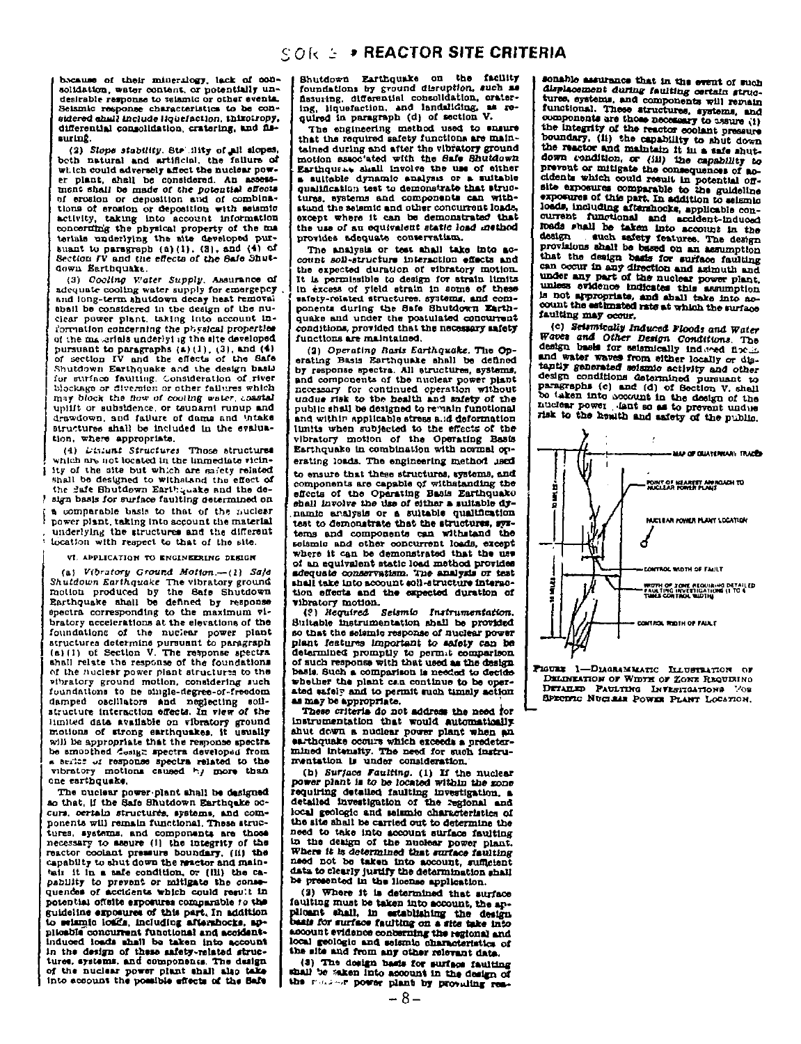because of their mineralogy, lack of consolidation, water content, or potentially undesirable response to seismic or other events. Seismic response characteristics to be considered *shall include liquefaction*, thixotropy, differential consolidation, cratering, and fissuring.

(2) *Slope stability.* Stability of all slopes, both natural and artificial, the failure of which could adversely affect the nuclear power plant, shall be considered. An assessment shall be made of the potential effects of erosion or deposition and of combinations of erosion or deposition with seismic activity, taking into account information concerning the physical property of the materials underlying the site developed pursuant to paragraph (a)(1), (3), and (4) of Section IV and the effects of the Safe Shutdown Earthquake.

(3) *Cooling Water Supply.* Assurance of adequate cooling water supply for emergency and long-term shutdown decay heat removal shall be considered in the design of the nuclear power plant, taking into account information concerning the physical properties of the materials underlying the site developed pursuant to paragraphs (a)(1), (3), and (4) of section IV and the effects of the Safe Shutdown Earthquake and the design basis for surface faulting. Consideration of river blockage or diversion or other failures which may block the flow of cooling water, coastal uplift or subsidence, or tsunami runup and drawdown, and failure of dams and intake structures shall be included in the evaluation, where appropriate.

(4) *Distant Structures.* Those structures which are not located in the immediate vicinity of the site but which are safety related shall be designed to withstand the effect of the Safe Shutdown Earthquake and the design basis for surface faulting determined on a comparable basis to that of the nuclear power plant, taking into account the material underlying the structures and the different location with respect to that of the site.

VI. APPLICATION TO ENGINEERING DESIGN

(a) *Vibratory Ground Motion.*—(1) *Safe Shutdown Earthquake.* The vibratory ground motion produced by the Safe Shutdown Earthquake shall be defined by response spectra corresponding to the maximum vibratory accelerations at the elevations of the foundations of the nuclear power plant structures determine pursuant to paragraph (a)(1) of Section V. The response spectra shall relate the response of the foundations of the nuclear power plant structures to the vibratory ground motion, considering such foundations to be single-degree-of-freedom damped oscillators and neglecting soil-structure interaction effects. *In view of the* limited data available on vibratory ground motions of strong earthquakes, it usually will be appropriate that the response spectra be smoothed design spectra developed from a series of response spectra related to the vibratory motions caused by more than one earthquake.

The nuclear power plant shall be designed so that, if the Safe Shutdown Earthquake occurs, certain structures, systems, and components will remain functional. These structures, systems, and components are those necessary to assure (i) the integrity of the reactor coolant pressure boundary, (ii) the capability to shut down the reactor and maintain it in a safe condition, or (iii) the capability to prevent or mitigate the consequences of accidents which could result in potential offsite exposures comparable to the guideline exposures of this part. In addition to seismic loads, including aftershocks, applicable concurrent functional and accident-induced loads shall be taken into account in the design of these safety-related structures, systems, and components. The design of the nuclear power plant shall also take into account the possible effects of the Safe Shutdown Earthquake on the facility foundations by ground disruption, such as fissuring, differential consolidation, cratering, liquefaction, and landsliding, as required in paragraph (d) of section V.

The engineering method used to ensure that the required safety functions are maintained during and after the vibratory ground motion associated with the *Safe Shutdown* Earthquake shall involve the use of either a suitable dynamic analysis or a suitable qualification test to demonstrate that structures, systems and components can withstand the seismic and other concurrent loads, except where it can be demonstrated that the use of an equivalent *static load method* provides adequate conservatism.

The analysis or test shall take into account *soil-structure* interaction effects and the expected duration of vibratory motion. It is permissible to design for strain limits in excess of yield strain in some of these safety-related structures, systems, and components during the Safe Shutdown Earthquake and under the postulated concurrent conditions, provided that the necessary safety functions are maintained.

(2) *Operating Basis Earthquake.* The Operating Basis Earthquake shall be defined by response spectra. All structures, systems, and components of the nuclear power plant necessary for continued operation without undue risk to the health and safety of the public shall be designed to remain functional and within applicable stress and deformation limits when subjected to the effects of the vibratory motion of the Operating Basis Earthquake in combination with normal operating loads. The engineering method used to ensure that these structures, systems, and components are capable of withstanding the effects of the Operating Basis Earthquake shall involve the use of either a suitable dynamic analysis or a suitable qualification test to demonstrate that the structures, systems and components can withstand the seismic and other concurrent loads, except where it can be demonstrated that the use of an equivalent static load method provides adequate conservatism. The analysis or test shall take into account soil-structure interaction effects and the expected duration of vibratory motion.

(3) *Required Seismic Instrumentation.* Suitable instrumentation shall be provided so that the seismic response of nuclear power plant features *important to safety* can be determined promptly to permit comparison of such response with that used as the design basis. Such a comparison is needed to decide whether the plant can continue to be operated safely and to permit such timely action as may be appropriate.

*These criteria do not address the need for* instrumentation that would automatically shut down a nuclear power plant when an earthquake occurs which exceeds a predetermined intensity. The need for such instrumentation is under consideration.

(b) *Surface Faulting.* (1) If the nuclear *power plant is to be located within the zone* requiring detailed faulting investigation, a detailed investigation of the regional and local geologic and seismic characteristics of the site shall be carried out to determine the need to take into account surface faulting in the design of the nuclear power plant. *Where it is determined that surface faulting* need not be taken into account, *sufficient* data to clearly justify the determination shall be presented in the license application.

(2) Where it is determined that surface faulting must be taken into account, the applicant shall, in establishing the design basis for surface faulting on a site take into account evidence concerning the regional and local geologic and seismic characteristics of the site and from any other relevant data.

(3) The design basis for surface faulting shall be taken into account in the design of the nuclear power plant by providing reasonable assurance that in the event of such *displacement during faulting certain* structures, systems, and components will remain functional. These structures, systems, and components are those necessary to assure (i) the integrity of the reactor coolant pressure boundary, (ii) the capability to shut down the reactor and maintain it in a safe shutdown condition, or (iii) the capability to prevent or mitigate the consequences of accidents which could result in potential offsite exposures comparable to the guideline exposures of this part. In addition to seismic loads, including aftershocks, applicable concurrent functional and accident-induced loads shall be taken into account in the design of such safety features. The design provisions shall be based on an assumption that the design basis for surface faulting can occur in any direction and azimuth and under any part of the nuclear power plant, unless evidence indicates this assumption is not appropriate, and shall take into account the estimated rate at which the surface faulting may occur.

(c) *Seismically Induced Floods and Water Waves and Other Design Conditions.* The design basis for seismically induced floods and water waves from either locally or distantly generated *seismic activity* and other design conditions determined pursuant to paragraphs (c) and (d) of Section V, shall be taken into account in the design of the nuclear power plant so as to prevent undue risk to the health and safety of the public.

FIGURE 1—DIAGRAMMATIC ILLUSTRATION OF DELINEATION OF WIDTH OF ZONE REQUIRING DETAILED FAULTING INVESTIGATIONS FOR SPECIFIC NUCLEAR POWER PLANT LOCATION.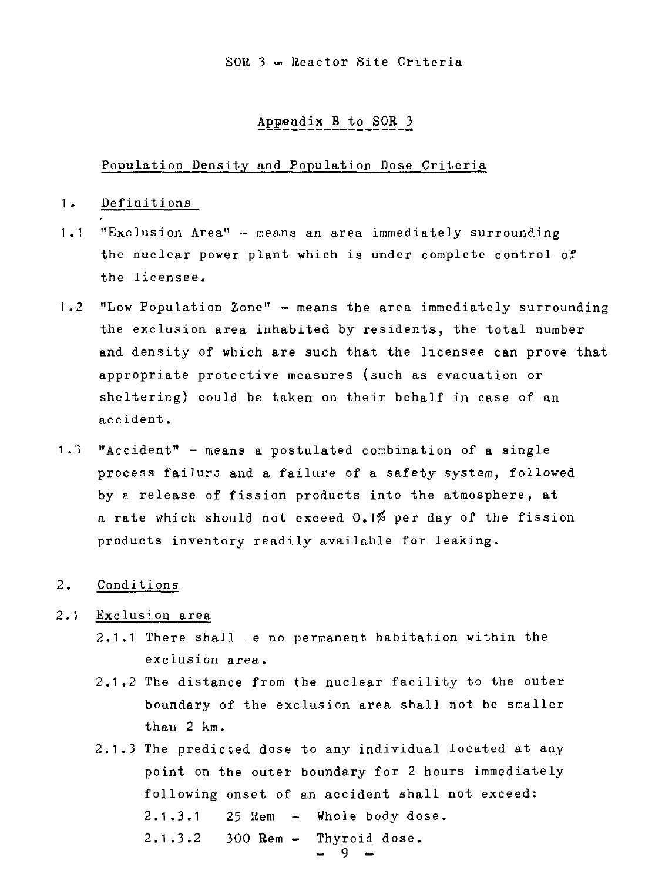SOR 3 – Reactor Site Criteria

## Appendix B to SOR 3

### Population Density and Population Dose Criteria

1. Definitions

1.1 "Exclusion Area" – means an area immediately surrounding the nuclear power plant which is under complete control of the licensee.

1.2 "Low Population Zone" – means the area immediately surrounding the exclusion area inhabited by residents, the total number and density of which are such that the licensee can prove that appropriate protective measures (such as evacuation or sheltering) could be taken on their behalf in case of an accident.

1.3 "Accident" – means a postulated combination of a single process failure and a failure of a safety system, followed by a release of fission products into the atmosphere, at a rate which should not exceed 0.1% per day of the fission products inventory readily available for leaking.

2. Conditions

2.1 Exclusion area

2.1.1 There shall be no permanent habitation within the exclusion area.

2.1.2 The distance from the nuclear facility to the outer boundary of the exclusion area shall not be smaller than 2 km.

2.1.3 The predicted dose to any individual located at any point on the outer boundary for 2 hours immediately following onset of an accident shall not exceed:

2.1.3.1 25 Rem – Whole body dose.

2.1.3.2 300 Rem – Thyroid dose.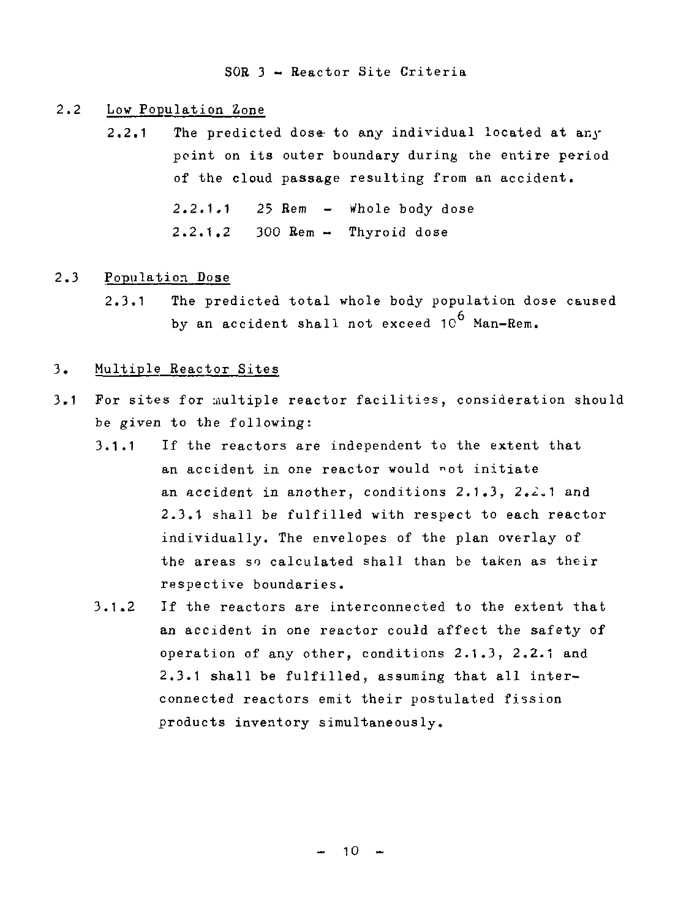SOR 3 - Reactor Site Criteria

2.2 Low Population Zone

2.2.1 The predicted dose to any individual located at any point on its outer boundary during the entire period of the cloud passage resulting from an accident.

2.2.1.1 25 Rem - Whole body dose

2.2.1.2 300 Rem - Thyroid dose

2.3 Population Dose

2.3.1 The predicted total whole body population dose caused by an accident shall not exceed $10^6$ Man-Rem.

3. Multiple Reactor Sites

3.1 For sites for multiple reactor facilities, consideration should be given to the following:

3.1.1 If the reactors are independent to the extent that an accident in one reactor would not initiate an accident in another, conditions 2.1.3, 2.2.1 and 2.3.1 shall be fulfilled with respect to each reactor individually. The envelopes of the plan overlay of the areas so calculated shall than be taken as their respective boundaries.

3.1.2 If the reactors are interconnected to the extent that an accident in one reactor could affect the safety of operation of any other, conditions 2.1.3, 2.2.1 and 2.3.1 shall be fulfilled, assuming that all interconnected reactors emit their postulated fission products inventory simultaneously.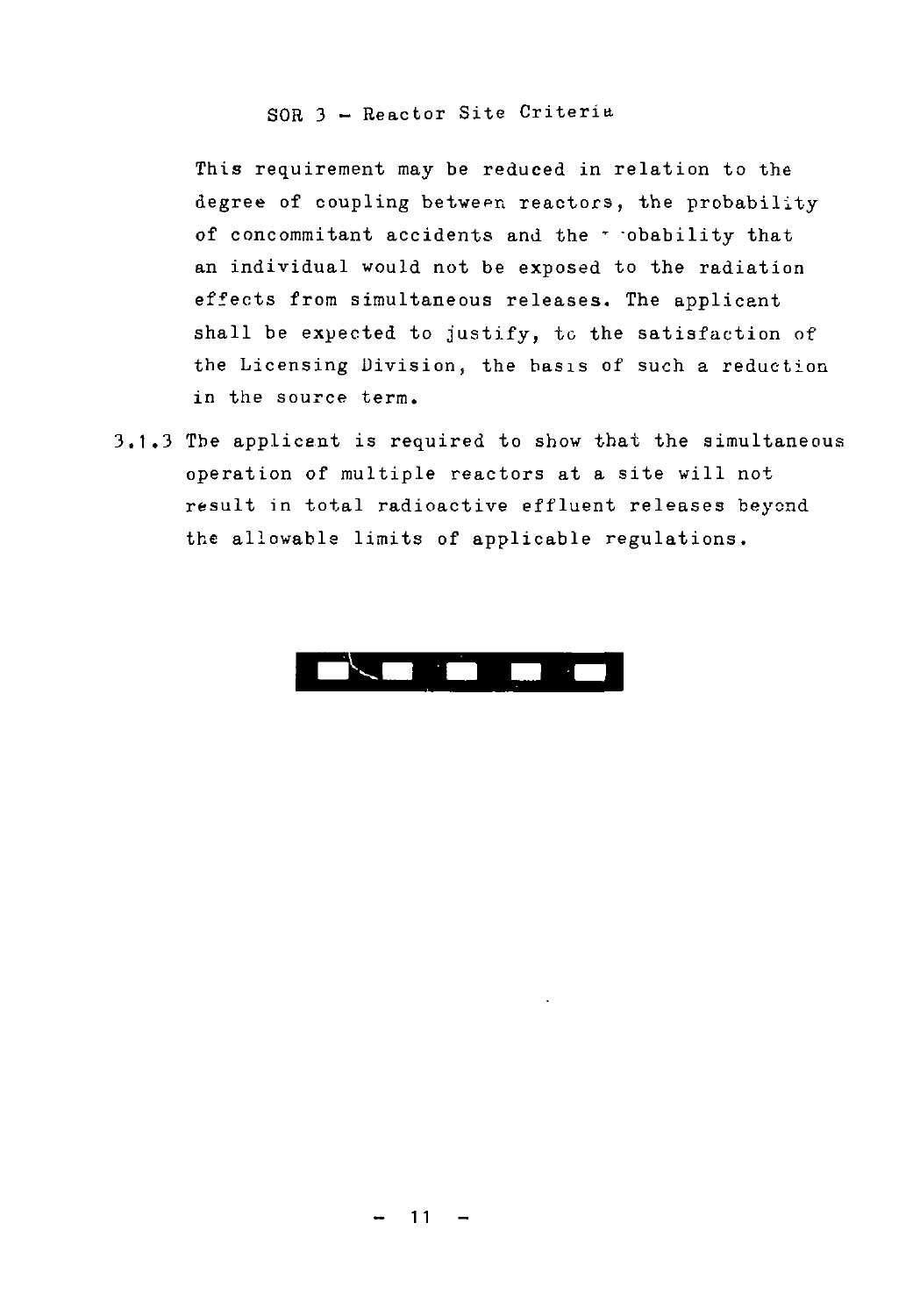This requirement may be reduced in relation to the degree of coupling between reactors, the probability of concommitant accidents and the probability that an individual would not be exposed to the radiation effects from simultaneous releases. The applicant shall be expected to justify, to the satisfaction of the Licensing Division, the basis of such a reduction in the source term.

3.1.3 The applicant is required to show that the simultaneous operation of multiple reactors at a site will not result in total radioactive effluent releases beyond the allowable limits of applicable regulations.